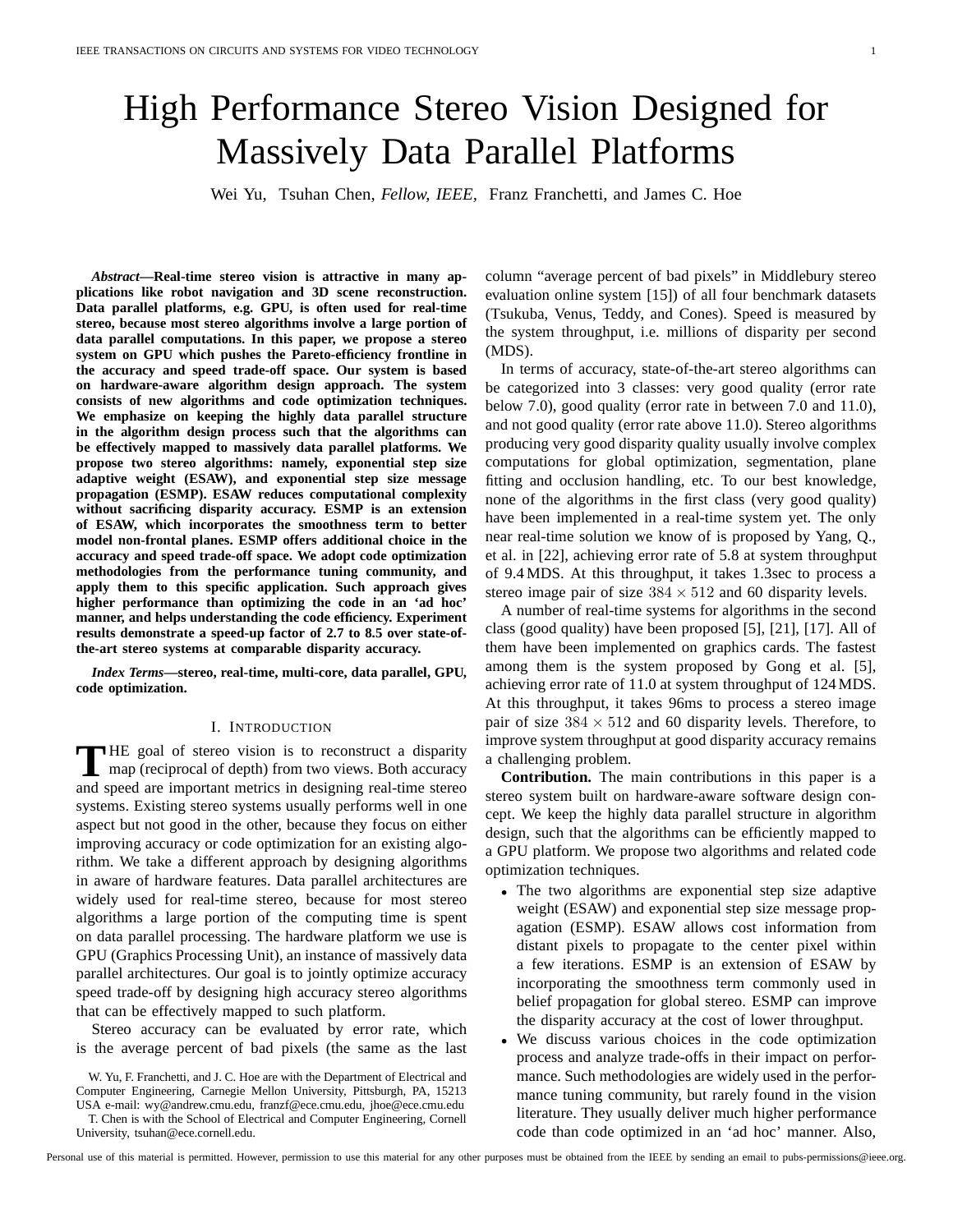# High Performance Stereo Vision Designed for Massively Data Parallel Platforms

Wei Yu, Tsuhan Chen, *Fellow, IEEE,* Franz Franchetti, and James C. Hoe

***Abstract*—Real-time stereo vision is attractive in many applications like robot navigation and 3D scene reconstruction. Data parallel platforms, e.g. GPU, is often used for real-time stereo, because most stereo algorithms involve a large portion of data parallel computations. In this paper, we propose a stereo system on GPU which pushes the Pareto-efficiency frontline in the accuracy and speed trade-off space. Our system is based on hardware-aware algorithm design approach. The system consists of new algorithms and code optimization techniques. We emphasize on keeping the highly data parallel structure in the algorithm design process such that the algorithms can be effectively mapped to massively data parallel platforms. We propose two stereo algorithms: namely, exponential step size adaptive weight (ESAW), and exponential step size message propagation (ESMP). ESAW reduces computational complexity without sacrificing disparity accuracy. ESMP is an extension of ESAW, which incorporates the smoothness term to better model non-frontal planes. ESMP offers additional choice in the accuracy and speed trade-off space. We adopt code optimization methodologies from the performance tuning community, and apply them to this specific application. Such approach gives higher performance than optimizing the code in an 'ad hoc' manner, and helps understanding the code efficiency. Experiment results demonstrate a speed-up factor of 2.7 to 8.5 over state-of-the-art stereo systems at comparable disparity accuracy.**

***Index Terms*—stereo, real-time, multi-core, data parallel, GPU, code optimization.**

## I. Introduction

The goal of stereo vision is to reconstruct a disparity map (reciprocal of depth) from two views. Both accuracy and speed are important metrics in designing real-time stereo systems. Existing stereo systems usually performs well in one aspect but not good in the other, because they focus on either improving accuracy or code optimization for an existing algorithm. We take a different approach by designing algorithms in aware of hardware features. Data parallel architectures are widely used for real-time stereo, because for most stereo algorithms a large portion of the computing time is spent on data parallel processing. The hardware platform we use is GPU (Graphics Processing Unit), an instance of massively data parallel architectures. Our goal is to jointly optimize accuracy speed trade-off by designing high accuracy stereo algorithms that can be effectively mapped to such platform.

Stereo accuracy can be evaluated by error rate, which is the average percent of bad pixels (the same as the last column "average percent of bad pixels" in Middlebury stereo evaluation online system [15]) of all four benchmark datasets (Tsukuba, Venus, Teddy, and Cones). Speed is measured by the system throughput, i.e. millions of disparity per second (MDS).

In terms of accuracy, state-of-the-art stereo algorithms can be categorized into 3 classes: very good quality (error rate below 7.0), good quality (error rate in between 7.0 and 11.0), and not good quality (error rate above 11.0). Stereo algorithms producing very good disparity quality usually involve complex computations for global optimization, segmentation, plane fitting and occlusion handling, etc. To our best knowledge, none of the algorithms in the first class (very good quality) have been implemented in a real-time system yet. The only near real-time solution we know of is proposed by Yang, Q., et al. in [22], achieving error rate of 5.8 at system throughput of 9.4 MDS. At this throughput, it takes 1.3sec to process a stereo image pair of size $384 \times 512$ and 60 disparity levels.

A number of real-time systems for algorithms in the second class (good quality) have been proposed [5], [21], [17]. All of them have been implemented on graphics cards. The fastest among them is the system proposed by Gong et al. [5], achieving error rate of 11.0 at system throughput of 124 MDS. At this throughput, it takes 96ms to process a stereo image pair of size $384 \times 512$ and 60 disparity levels. Therefore, to improve system throughput at good disparity accuracy remains a challenging problem.

**Contribution.** The main contributions in this paper is a stereo system built on hardware-aware software design concept. We keep the highly data parallel structure in algorithm design, such that the algorithms can be efficiently mapped to a GPU platform. We propose two algorithms and related code optimization techniques.

- The two algorithms are exponential step size adaptive weight (ESAW) and exponential step size message propagation (ESMP). ESAW allows cost information from distant pixels to propagate to the center pixel within a few iterations. ESMP is an extension of ESAW by incorporating the smoothness term commonly used in belief propagation for global stereo. ESMP can improve the disparity accuracy at the cost of lower throughput.
- We discuss various choices in the code optimization process and analyze trade-offs in their impact on performance. Such methodologies are widely used in the performance tuning community, but rarely found in the vision literature. They usually deliver much higher performance code than code optimized in an 'ad hoc' manner. Also,

W. Yu, F. Franchetti, and J. C. Hoe are with the Department of Electrical and Computer Engineering, Carnegie Mellon University, Pittsburgh, PA, 15213 USA e-mail: wy@andrew.cmu.edu, franzf@ece.cmu.edu, jhoe@ece.cmu.edu

T. Chen is with the School of Electrical and Computer Engineering, Cornell University, tsuhan@ece.cornell.edu.

Personal use of this material is permitted. However, permission to use this material for any other purposes must be obtained from the IEEE by sending an email to pubs-permissions@ieee.org.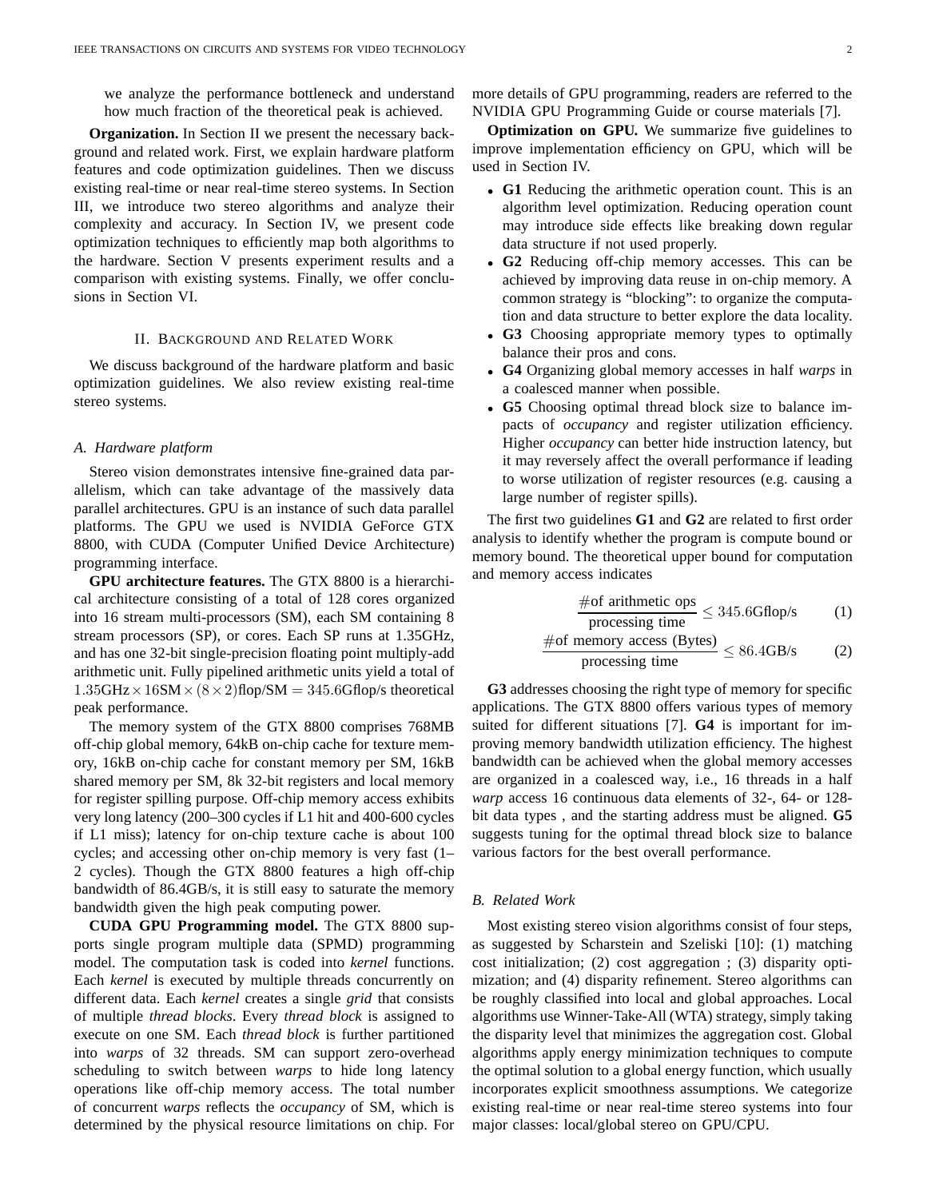we analyze the performance bottleneck and understand how much fraction of the theoretical peak is achieved.

**Organization.** In Section II we present the necessary background and related work. First, we explain hardware platform features and code optimization guidelines. Then we discuss existing real-time or near real-time stereo systems. In Section III, we introduce two stereo algorithms and analyze their complexity and accuracy. In Section IV, we present code optimization techniques to efficiently map both algorithms to the hardware. Section V presents experiment results and a comparison with existing systems. Finally, we offer conclusions in Section VI.

## II. Background and Related Work

We discuss background of the hardware platform and basic optimization guidelines. We also review existing real-time stereo systems.

### A. Hardware platform

Stereo vision demonstrates intensive fine-grained data parallelism, which can take advantage of the massively data parallel architectures. GPU is an instance of such data parallel platforms. The GPU we used is NVIDIA GeForce GTX 8800, with CUDA (Computer Unified Device Architecture) programming interface.

**GPU architecture features.** The GTX 8800 is a hierarchical architecture consisting of a total of 128 cores organized into 16 stream multi-processors (SM), each SM containing 8 stream processors (SP), or cores. Each SP runs at 1.35GHz, and has one 32-bit single-precision floating point multiply-add arithmetic unit. Fully pipelined arithmetic units yield a total of $1.35\text{GHz} \times 16\text{SM} \times (8 \times 2)\text{flop/SM} = 345.6\text{Gflop/s}$ theoretical peak performance.

The memory system of the GTX 8800 comprises 768MB off-chip global memory, 64kB on-chip cache for texture memory, 16kB on-chip cache for constant memory per SM, 16kB shared memory per SM, 8k 32-bit registers and local memory for register spilling purpose. Off-chip memory access exhibits very long latency (200–300 cycles if L1 hit and 400-600 cycles if L1 miss); latency for on-chip texture cache is about 100 cycles; and accessing other on-chip memory is very fast (1–2 cycles). Though the GTX 8800 features a high off-chip bandwidth of 86.4GB/s, it is still easy to saturate the memory bandwidth given the high peak computing power.

**CUDA GPU Programming model.** The GTX 8800 supports single program multiple data (SPMD) programming model. The computation task is coded into *kernel* functions. Each *kernel* is executed by multiple threads concurrently on different data. Each *kernel* creates a single *grid* that consists of multiple *thread blocks*. Every *thread block* is assigned to execute on one SM. Each *thread block* is further partitioned into *warps* of 32 threads. SM can support zero-overhead scheduling to switch between *warps* to hide long latency operations like off-chip memory access. The total number of concurrent *warps* reflects the *occupancy* of SM, which is determined by the physical resource limitations on chip. For more details of GPU programming, readers are referred to the NVIDIA GPU Programming Guide or course materials [7].

**Optimization on GPU.** We summarize five guidelines to improve implementation efficiency on GPU, which will be used in Section IV.

- **G1** Reducing the arithmetic operation count. This is an algorithm level optimization. Reducing operation count may introduce side effects like breaking down regular data structure if not used properly.
- **G2** Reducing off-chip memory accesses. This can be achieved by improving data reuse in on-chip memory. A common strategy is "blocking": to organize the computation and data structure to better explore the data locality.
- **G3** Choosing appropriate memory types to optimally balance their pros and cons.
- **G4** Organizing global memory accesses in half *warps* in a coalesced manner when possible.
- **G5** Choosing optimal thread block size to balance impacts of *occupancy* and register utilization efficiency. Higher *occupancy* can better hide instruction latency, but it may reversely affect the overall performance if leading to worse utilization of register resources (e.g. causing a large number of register spills).

The first two guidelines **G1** and **G2** are related to first order analysis to identify whether the program is compute bound or memory bound. The theoretical upper bound for computation and memory access indicates

$$\frac{\#\text{of arithmetic ops}}{\text{processing time}} \leq 345.6\text{Gflop/s} \tag{1}$$

$$\frac{\#\text{of memory access (Bytes)}}{\text{processing time}} \leq 86.4\text{GB/s} \tag{2}$$

**G3** addresses choosing the right type of memory for specific applications. The GTX 8800 offers various types of memory suited for different situations [7]. **G4** is important for improving memory bandwidth utilization efficiency. The highest bandwidth can be achieved when the global memory accesses are organized in a coalesced way, i.e., 16 threads in a half *warp* access 16 continuous data elements of 32-, 64- or 128-bit data types , and the starting address must be aligned. **G5** suggests tuning for the optimal thread block size to balance various factors for the best overall performance.

### B. Related Work

Most existing stereo vision algorithms consist of four steps, as suggested by Scharstein and Szeliski [10]: (1) matching cost initialization; (2) cost aggregation ; (3) disparity optimization; and (4) disparity refinement. Stereo algorithms can be roughly classified into local and global approaches. Local algorithms use Winner-Take-All (WTA) strategy, simply taking the disparity level that minimizes the aggregation cost. Global algorithms apply energy minimization techniques to compute the optimal solution to a global energy function, which usually incorporates explicit smoothness assumptions. We categorize existing real-time or near real-time stereo systems into four major classes: local/global stereo on GPU/CPU.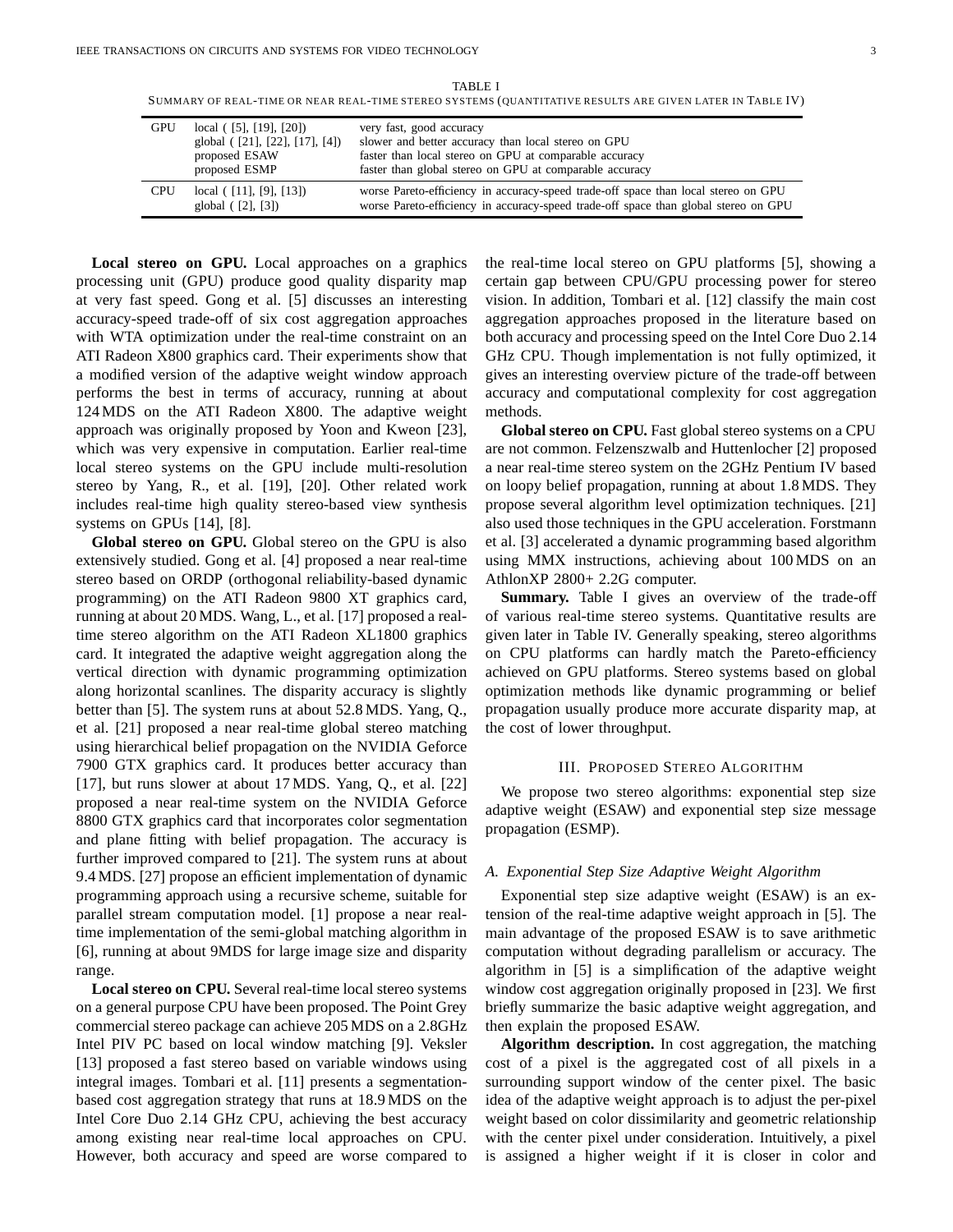TABLE I
SUMMARY OF REAL-TIME OR NEAR REAL-TIME STEREO SYSTEMS (QUANTITATIVE RESULTS ARE GIVEN LATER IN TABLE IV)

| | | |
|---|---|---|
| GPU | local ( [5], [19], [20]) | very fast, good accuracy |
| | global ( [21], [22], [17], [4]) | slower and better accuracy than local stereo on GPU |
| | proposed ESAW | faster than local stereo on GPU at comparable accuracy |
| | proposed ESMP | faster than global stereo on GPU at comparable accuracy |
| CPU | local ( [11], [9], [13]) | worse Pareto-efficiency in accuracy-speed trade-off space than local stereo on GPU |
| | global ( [2], [3]) | worse Pareto-efficiency in accuracy-speed trade-off space than global stereo on GPU |

**Local stereo on GPU.** Local approaches on a graphics processing unit (GPU) produce good quality disparity map at very fast speed. Gong et al. [5] discusses an interesting accuracy-speed trade-off of six cost aggregation approaches with WTA optimization under the real-time constraint on an ATI Radeon X800 graphics card. Their experiments show that a modified version of the adaptive weight window approach performs the best in terms of accuracy, running at about 124 MDS on the ATI Radeon X800. The adaptive weight approach was originally proposed by Yoon and Kweon [23], which was very expensive in computation. Earlier real-time local stereo systems on the GPU include multi-resolution stereo by Yang, R., et al. [19], [20]. Other related work includes real-time high quality stereo-based view synthesis systems on GPUs [14], [8].

**Global stereo on GPU.** Global stereo on the GPU is also extensively studied. Gong et al. [4] proposed a near real-time stereo based on ORDP (orthogonal reliability-based dynamic programming) on the ATI Radeon 9800 XT graphics card, running at about 20 MDS. Wang, L., et al. [17] proposed a real-time stereo algorithm on the ATI Radeon XL1800 graphics card. It integrated the adaptive weight aggregation along the vertical direction with dynamic programming optimization along horizontal scanlines. The disparity accuracy is slightly better than [5]. The system runs at about 52.8 MDS. Yang, Q., et al. [21] proposed a near real-time global stereo matching using hierarchical belief propagation on the NVIDIA Geforce 7900 GTX graphics card. It produces better accuracy than [17], but runs slower at about 17 MDS. Yang, Q., et al. [22] proposed a near real-time system on the NVIDIA Geforce 8800 GTX graphics card that incorporates color segmentation and plane fitting with belief propagation. The accuracy is further improved compared to [21]. The system runs at about 9.4 MDS. [27] propose an efficient implementation of dynamic programming approach using a recursive scheme, suitable for parallel stream computation model. [1] propose a near real-time implementation of the semi-global matching algorithm in [6], running at about 9MDS for large image size and disparity range.

**Local stereo on CPU.** Several real-time local stereo systems on a general purpose CPU have been proposed. The Point Grey commercial stereo package can achieve 205 MDS on a 2.8GHz Intel PIV PC based on local window matching [9]. Veksler [13] proposed a fast stereo based on variable windows using integral images. Tombari et al. [11] presents a segmentation-based cost aggregation strategy that runs at 18.9 MDS on the Intel Core Duo 2.14 GHz CPU, achieving the best accuracy among existing near real-time local approaches on CPU. However, both accuracy and speed are worse compared to the real-time local stereo on GPU platforms [5], showing a certain gap between CPU/GPU processing power for stereo vision. In addition, Tombari et al. [12] classify the main cost aggregation approaches proposed in the literature based on both accuracy and processing speed on the Intel Core Duo 2.14 GHz CPU. Though implementation is not fully optimized, it gives an interesting overview picture of the trade-off between accuracy and computational complexity for cost aggregation methods.

**Global stereo on CPU.** Fast global stereo systems on a CPU are not common. Felzenszwalb and Huttenlocher [2] proposed a near real-time stereo system on the 2GHz Pentium IV based on loopy belief propagation, running at about 1.8 MDS. They propose several algorithm level optimization techniques. [21] also used those techniques in the GPU acceleration. Forstmann et al. [3] accelerated a dynamic programming based algorithm using MMX instructions, achieving about 100 MDS on an AthlonXP 2800+ 2.2G computer.

**Summary.** Table I gives an overview of the trade-off of various real-time stereo systems. Quantitative results are given later in Table IV. Generally speaking, stereo algorithms on CPU platforms can hardly match the Pareto-efficiency achieved on GPU platforms. Stereo systems based on global optimization methods like dynamic programming or belief propagation usually produce more accurate disparity map, at the cost of lower throughput.

## III. PROPOSED STEREO ALGORITHM

We propose two stereo algorithms: exponential step size adaptive weight (ESAW) and exponential step size message propagation (ESMP).

### A. Exponential Step Size Adaptive Weight Algorithm

Exponential step size adaptive weight (ESAW) is an extension of the real-time adaptive weight approach in [5]. The main advantage of the proposed ESAW is to save arithmetic computation without degrading parallelism or accuracy. The algorithm in [5] is a simplification of the adaptive weight window cost aggregation originally proposed in [23]. We first briefly summarize the basic adaptive weight aggregation, and then explain the proposed ESAW.

**Algorithm description.** In cost aggregation, the matching cost of a pixel is the aggregated cost of all pixels in a surrounding support window of the center pixel. The basic idea of the adaptive weight approach is to adjust the per-pixel weight based on color dissimilarity and geometric relationship with the center pixel under consideration. Intuitively, a pixel is assigned a higher weight if it is closer in color and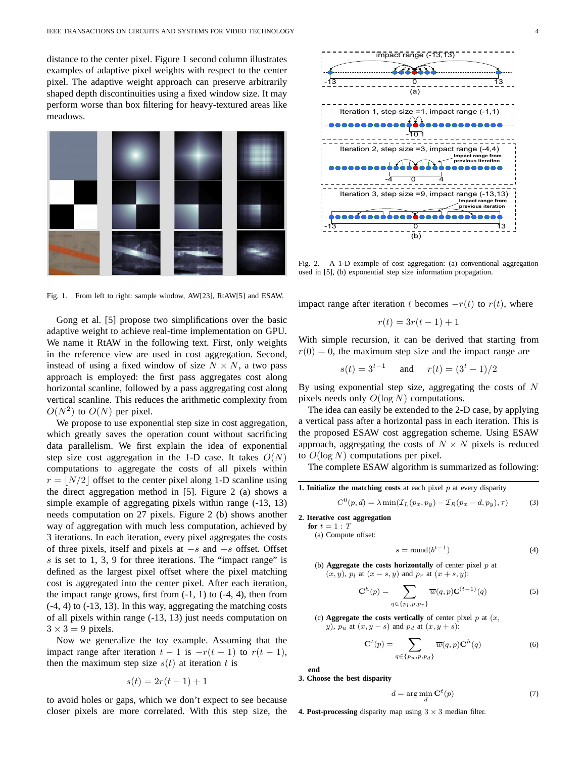distance to the center pixel. Figure 1 second column illustrates examples of adaptive pixel weights with respect to the center pixel. The adaptive weight approach can preserve arbitrarily shaped depth discontinuities using a fixed window size. It may perform worse than box filtering for heavy-textured areas like meadows.

Fig. 1. From left to right: sample window, AW[23], RtAW[5] and ESAW.

Gong et al. [5] propose two simplifications over the basic adaptive weight to achieve real-time implementation on GPU. We name it RtAW in the following text. First, only weights in the reference view are used in cost aggregation. Second, instead of using a fixed window of size $N \times N$, a two pass approach is employed: the first pass aggregates cost along horizontal scanline, followed by a pass aggregating cost along vertical scanline. This reduces the arithmetic complexity from $O(N^2)$ to $O(N)$ per pixel.

We propose to use exponential step size in cost aggregation, which greatly saves the operation count without sacrificing data parallelism. We first explain the idea of exponential step size cost aggregation in the 1-D case. It takes $O(N)$ computations to aggregate the costs of all pixels within $r = \lfloor N/2 \rfloor$ offset to the center pixel along 1-D scanline using the direct aggregation method in [5]. Figure 2 (a) shows a simple example of aggregating pixels within range (-13, 13) needs computation on 27 pixels. Figure 2 (b) shows another way of aggregation with much less computation, achieved by 3 iterations. In each iteration, every pixel aggregates the costs of three pixels, itself and pixels at $-s$ and $+s$ offset. Offset $s$ is set to 1, 3, 9 for three iterations. The "impact range" is defined as the largest pixel offset where the pixel matching cost is aggregated into the center pixel. After each iteration, the impact range grows, first from (-1, 1) to (-4, 4), then from (-4, 4) to (-13, 13). In this way, aggregating the matching costs of all pixels within range (-13, 13) just needs computation on $3 \times 3 = 9$ pixels.

Now we generalize the toy example. Assuming that the impact range after iteration $t-1$ is $-r(t-1)$ to $r(t-1)$, then the maximum step size $s(t)$ at iteration $t$ is

$$s(t) = 2r(t-1) + 1$$

to avoid holes or gaps, which we don't expect to see because closer pixels are more correlated. With this step size, the impact range after iteration $t$ becomes $-r(t)$ to $r(t)$, where

$$r(t) = 3r(t-1) + 1$$

With simple recursion, it can be derived that starting from $r(0) = 0$, the maximum step size and the impact range are

$$s(t) = 3^{t-1} \quad \text{and} \quad r(t) = (3^t - 1)/2$$

By using exponential step size, aggregating the costs of $N$ pixels needs only $O(\log N)$ computations.

The idea can easily be extended to the 2-D case, by applying a vertical pass after a horizontal pass in each iteration. This is the proposed ESAW cost aggregation scheme. Using ESAW approach, aggregating the costs of $N \times N$ pixels is reduced to $O(\log N)$ computations per pixel.

The complete ESAW algorithm is summarized as following:

impact range (-13,13)

-13 0 13

(a)

Iteration 1, step size =1, impact range (-1,1)

-1 0 1

Iteration 2, step size =3, impact range (-4,4)

Impact range from previous iteration

-4 0 4

Iteration 3, step size =9, impact range (-13,13)

Impact range from previous iteration

-13 0 13

(b)

Fig. 2. A 1-D example of cost aggregation: (a) conventional aggregation used in [5], (b) exponential step size information propagation.

**1. Initialize the matching costs** at each pixel $p$ at every disparity

$$C^0(p, d) = \lambda \min(\mathcal{I}_L(p_x, p_y) - \mathcal{I}_R(p_x - d, p_y), \tau) \qquad (3)$$

**2. Iterative cost aggregation**

**for** $t = 1 : T$

(a) Compute offset:

$$s = \text{round}(b^{t-1}) \qquad (4)$$

(b) **Aggregate the costs horizontally** of center pixel $p$ at $(x, y)$, $p_l$ at $(x - s, y)$ and $p_r$ at $(x + s, y)$:

$$\mathbf{C}^h(p) = \sum_{q \in \{p_l, p, p_r\}} \overline{w}(q, p) \mathbf{C}^{(t-1)}(q) \qquad (5)$$

(c) **Aggregate the costs vertically** of center pixel $p$ at $(x, y)$, $p_u$ at $(x, y - s)$ and $p_d$ at $(x, y + s)$:

$$\mathbf{C}^t(p) = \sum_{q \in \{p_u, p, p_d\}} \overline{w}(q, p) \mathbf{C}^h(q) \qquad (6)$$

**end**

**3. Choose the best disparity**

$$d = \arg\min_d \mathbf{C}^t(p) \qquad (7)$$

**4. Post-processing** disparity map using $3 \times 3$ median filter.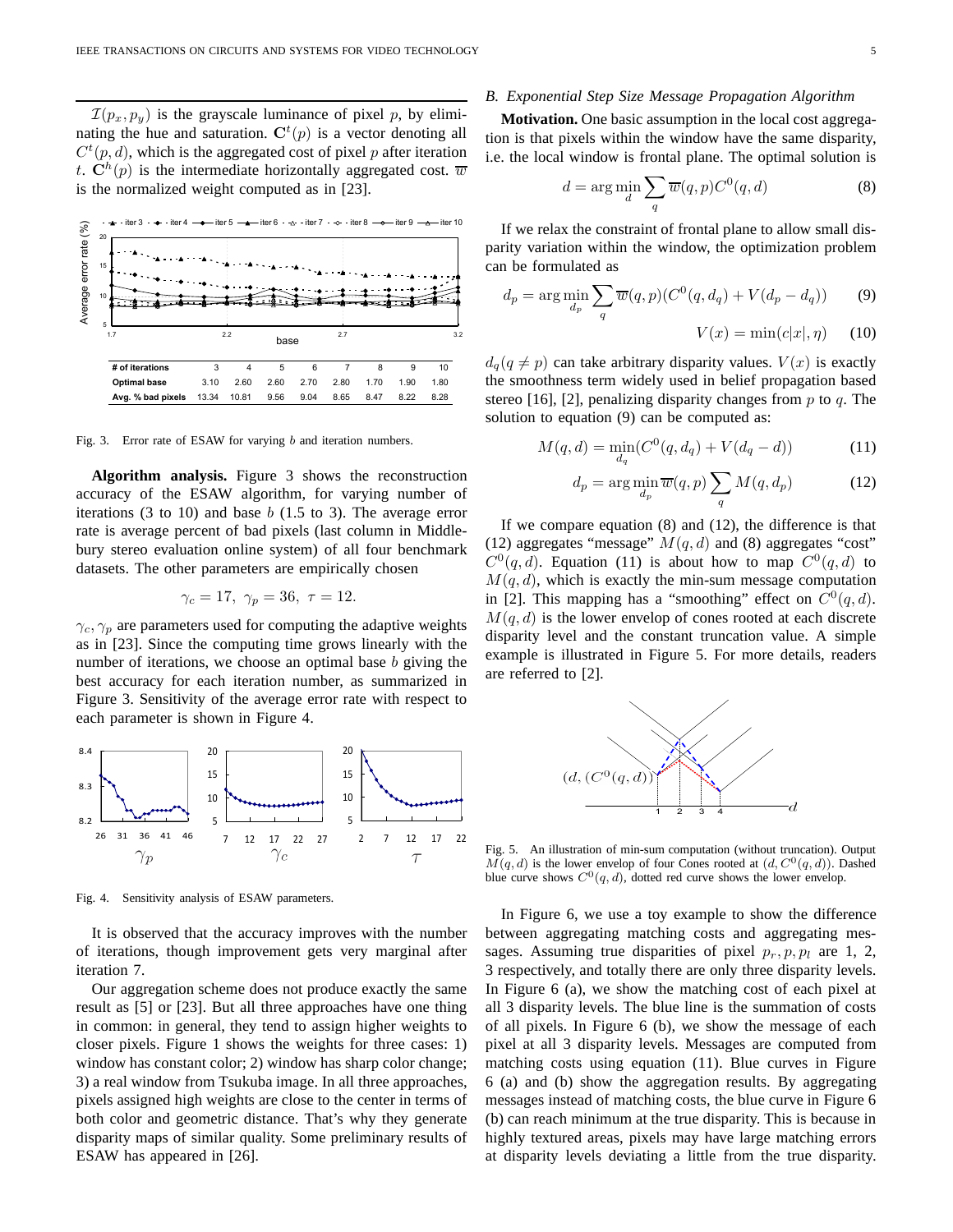$\mathcal{I}(p_x, p_y)$ is the grayscale luminance of pixel $p$, by eliminating the hue and saturation. $\mathbf{C}^t(p)$ is a vector denoting all $C^t(p,d)$, which is the aggregated cost of pixel $p$ after iteration $t$. $\mathbf{C}^h(p)$ is the intermediate horizontally aggregated cost. $\overline{w}$ is the normalized weight computed as in [23].

iter 3, iter 4, iter 5, iter 6, iter 7, iter 8, iter 9, iter 10

Average error rate (%)

20
15
10
5

1.7 2.2 2.7 3.2

base

| # of iterations | 3 | 4 | 5 | 6 | 7 | 8 | 9 | 10 |
|---|---|---|---|---|---|---|---|---|
| Optimal base | 3.10 | 2.60 | 2.60 | 2.70 | 2.80 | 1.70 | 1.90 | 1.80 |
| Avg. % bad pixels | 13.34 | 10.81 | 9.56 | 9.04 | 8.65 | 8.47 | 8.22 | 8.28 |

Fig. 3. Error rate of ESAW for varying $b$ and iteration numbers.

**Algorithm analysis.** Figure 3 shows the reconstruction accuracy of the ESAW algorithm, for varying number of iterations (3 to 10) and base $b$ (1.5 to 3). The average error rate is average percent of bad pixels (last column in Middlebury stereo evaluation online system) of all four benchmark datasets. The other parameters are empirically chosen

$$\gamma_c = 17,\ \gamma_p = 36,\ \tau = 12.$$

$\gamma_c, \gamma_p$ are parameters used for computing the adaptive weights as in [23]. Since the computing time grows linearly with the number of iterations, we choose an optimal base $b$ giving the best accuracy for each iteration number, as summarized in Figure 3. Sensitivity of the average error rate with respect to each parameter is shown in Figure 4.

8.4
8.3
8.2
26 31 36 41 46
$\gamma_p$

20
15
10
5
7 12 17 22 27
$\gamma_c$

20
15
10
5
2 7 12 17 22
$\tau$

Fig. 4. Sensitivity analysis of ESAW parameters.

It is observed that the accuracy improves with the number of iterations, though improvement gets very marginal after iteration 7.

Our aggregation scheme does not produce exactly the same result as [5] or [23]. But all three approaches have one thing in common: in general, they tend to assign higher weights to closer pixels. Figure 1 shows the weights for three cases: 1) window has constant color; 2) window has sharp color change; 3) a real window from Tsukuba image. In all three approaches, pixels assigned high weights are close to the center in terms of both color and geometric distance. That's why they generate disparity maps of similar quality. Some preliminary results of ESAW has appeared in [26].

### B. Exponential Step Size Message Propagation Algorithm

**Motivation.** One basic assumption in the local cost aggregation is that pixels within the window have the same disparity, i.e. the local window is frontal plane. The optimal solution is

$$d = \arg\min_{d} \sum_{q} \overline{w}(q,p) C^0(q,d) \tag{8}$$

If we relax the constraint of frontal plane to allow small disparity variation within the window, the optimization problem can be formulated as

$$d_p = \arg\min_{d_p} \sum_{q} \overline{w}(q,p)(C^0(q,d_q) + V(d_p - d_q)) \tag{9}$$

$$V(x) = \min(c|x|, \eta) \tag{10}$$

$d_q (q \neq p)$ can take arbitrary disparity values. $V(x)$ is exactly the smoothness term widely used in belief propagation based stereo [16], [2], penalizing disparity changes from $p$ to $q$. The solution to equation (9) can be computed as:

$$M(q,d) = \min_{d_q}(C^0(q,d_q) + V(d_q - d)) \tag{11}$$

$$d_p = \arg\min_{d_p} \overline{w}(q,p) \sum_{q} M(q,d_p) \tag{12}$$

If we compare equation (8) and (12), the difference is that (12) aggregates "message" $M(q,d)$ and (8) aggregates "cost" $C^0(q,d)$. Equation (11) is about how to map $C^0(q,d)$ to $M(q,d)$, which is exactly the min-sum message computation in [2]. This mapping has a "smoothing" effect on $C^0(q,d)$. $M(q,d)$ is the lower envelop of cones rooted at each discrete disparity level and the constant truncation value. A simple example is illustrated in Figure 5. For more details, readers are referred to [2].

$(d, (C^0(q,d))$

1 2 3 4

$d$

Fig. 5. An illustration of min-sum computation (without truncation). Output $M(q,d)$ is the lower envelop of four Cones rooted at $(d, C^0(q,d))$. Dashed blue curve shows $C^0(q,d)$, dotted red curve shows the lower envelop.

In Figure 6, we use a toy example to show the difference between aggregating matching costs and aggregating messages. Assuming true disparities of pixel $p_r, p, p_l$ are 1, 2, 3 respectively, and totally there are only three disparity levels. In Figure 6 (a), we show the matching cost of each pixel at all 3 disparity levels. The blue line is the summation of costs of all pixels. In Figure 6 (b), we show the message of each pixel at all 3 disparity levels. Messages are computed from matching costs using equation (11). Blue curves in Figure 6 (a) and (b) show the aggregation results. By aggregating messages instead of matching costs, the blue curve in Figure 6 (b) can reach minimum at the true disparity. This is because in highly textured areas, pixels may have large matching errors at disparity levels deviating a little from the true disparity.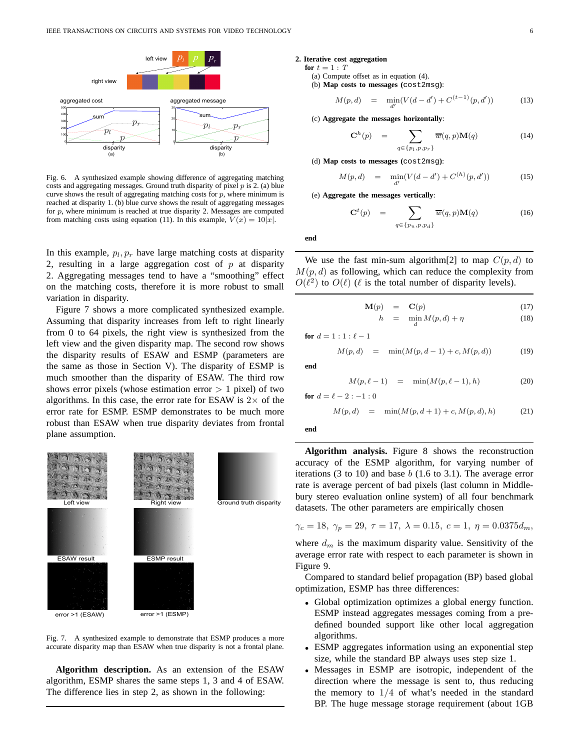left view
$p_l$ $p$ $p_r$
right view

aggregated cost
sum
$p_r$
$p_l$
$p$
disparity
(a)

aggregated message
sum
$p_l$
$p_r$
$p$
disparity
(b)

Fig. 6. A synthesized example showing difference of aggregating matching costs and aggregating messages. Ground truth disparity of pixel $p$ is 2. (a) blue curve shows the result of aggregating matching costs for $p$, where minimum is reached at disparity 1. (b) blue curve shows the result of aggregating messages for $p$, where minimum is reached at true disparity 2. Messages are computed from matching costs using equation (11). In this example, $V(x) = 10|x|$.

In this example, $p_l, p_r$ have large matching costs at disparity 2, resulting in a large aggregation cost of $p$ at disparity 2. Aggregating messages tend to have a "smoothing" effect on the matching costs, therefore it is more robust to small variation in disparity.

Figure 7 shows a more complicated synthesized example. Assuming that disparity increases from left to right linearly from 0 to 64 pixels, the right view is synthesized from the left view and the given disparity map. The second row shows the disparity results of ESAW and ESMP (parameters are the same as those in Section V). The disparity of ESMP is much smoother than the disparity of ESAW. The third row shows error pixels (whose estimation error $> 1$ pixel) of two algorithms. In this case, the error rate for ESAW is $2\times$ of the error rate for ESMP. ESMP demonstrates to be much more robust than ESAW when true disparity deviates from frontal plane assumption.

Left view
Right view
Ground truth disparity
ESAW result
ESMP result
error >1 (ESAW)
error >1 (ESMP)

Fig. 7. A synthesized example to demonstrate that ESMP produces a more accurate disparity map than ESAW when true disparity is not a frontal plane.

**Algorithm description.** As an extension of the ESAW algorithm, ESMP shares the same steps 1, 3 and 4 of ESAW. The difference lies in step 2, as shown in the following:

---

**2. Iterative cost aggregation**

**for** $t = 1 : T$

(a) Compute offset as in equation (4).

(b) **Map costs to messages** (`cost2msg`):

$$M(p,d) = \min_{d'}(V(d-d') + C^{(t-1)}(p,d')) \tag{13}$$

(c) **Aggregate the messages horizontally**:

$$\mathbf{C}^h(p) = \sum_{q \in \{p_l, p, p_r\}} \overline{w}(q,p)\mathbf{M}(q) \tag{14}$$

(d) **Map costs to messages** (`cost2msg`):

$$M(p,d) = \min_{d'}(V(d-d') + C^{(h)}(p,d')) \tag{15}$$

(e) **Aggregate the messages vertically**:

$$\mathbf{C}^t(p) = \sum_{q \in \{p_u, p, p_d\}} \overline{w}(q,p)\mathbf{M}(q) \tag{16}$$

**end**

---

We use the fast min-sum algorithm[2] to map $C(p,d)$ to $M(p,d)$ as following, which can reduce the complexity from $O(\ell^2)$ to $O(\ell)$ ($\ell$ is the total number of disparity levels).

---

$$\mathbf{M}(p) = \mathbf{C}(p) \tag{17}$$

$$h = \min_{d} M(p,d) + \eta \tag{18}$$

**for** $d = 1 : 1 : \ell - 1$

$$M(p,d) = \min(M(p,d-1) + c, M(p,d)) \tag{19}$$

**end**

$$M(p,\ell-1) = \min(M(p,\ell-1), h) \tag{20}$$

**for** $d = \ell - 2 : -1 : 0$

$$M(p,d) = \min(M(p,d+1) + c, M(p,d), h) \tag{21}$$

**end**

---

**Algorithm analysis.** Figure 8 shows the reconstruction accuracy of the ESMP algorithm, for varying number of iterations (3 to 10) and base $b$ (1.6 to 3.1). The average error rate is average percent of bad pixels (last column in Middlebury stereo evaluation online system) of all four benchmark datasets. The other parameters are empirically chosen

$$\gamma_c = 18,\ \gamma_p = 29,\ \tau = 17,\ \lambda = 0.15,\ c = 1,\ \eta = 0.0375d_m,$$

where $d_m$ is the maximum disparity value. Sensitivity of the average error rate with respect to each parameter is shown in Figure 9.

Compared to standard belief propagation (BP) based global optimization, ESMP has three differences:

- Global optimization optimizes a global energy function. ESMP instead aggregates messages coming from a pre-defined bounded support like other local aggregation algorithms.
- ESMP aggregates information using an exponential step size, while the standard BP always uses step size 1.
- Messages in ESMP are isotropic, independent of the direction where the message is sent to, thus reducing the memory to $1/4$ of what's needed in the standard BP. The huge message storage requirement (about 1GB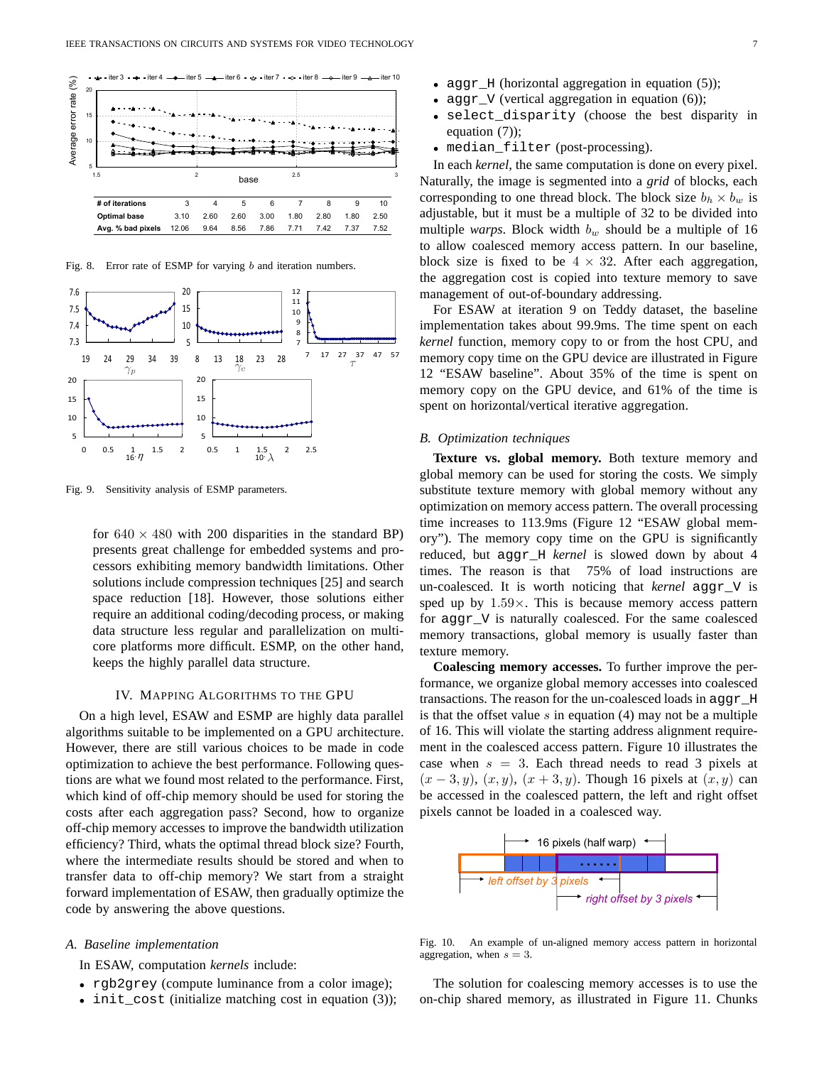- iter 3 - iter 4 - iter 5 - iter 6 - iter 7 - iter 8 - iter 9 - iter 10

Average error rate (%)

20
15
10
5

1.5 2 2.5 3

base

| # of iterations | 3 | 4 | 5 | 6 | 7 | 8 | 9 | 10 |
|---|---|---|---|---|---|---|---|---|
| Optimal base | 3.10 | 2.60 | 2.60 | 3.00 | 1.80 | 2.80 | 1.80 | 2.50 |
| Avg. % bad pixels | 12.06 | 9.64 | 8.56 | 7.86 | 7.71 | 7.42 | 7.37 | 7.52 |

Fig. 8. Error rate of ESMP for varying $b$ and iteration numbers.

7.6
7.5
7.4
7.3
19 24 29 34 39
$\gamma_p$

20
15
10
5
8 13 18 23 28
$\gamma_c$

12
11
10
9
8
7
7 17 27 37 47 57
$\tau$

20
15
10
5
0 0.5 1 1.5 2
$16 \cdot \eta$

20
15
10
5
0.5 1 1.5 2 2.5
$10 \cdot \lambda$

Fig. 9. Sensitivity analysis of ESMP parameters.

for $640 \times 480$ with 200 disparities in the standard BP) presents great challenge for embedded systems and processors exhibiting memory bandwidth limitations. Other solutions include compression techniques [25] and search space reduction [18]. However, those solutions either require an additional coding/decoding process, or making data structure less regular and parallelization on multi-core platforms more difficult. ESMP, on the other hand, keeps the highly parallel data structure.

## IV. Mapping Algorithms to the GPU

On a high level, ESAW and ESMP are highly data parallel algorithms suitable to be implemented on a GPU architecture. However, there are still various choices to be made in code optimization to achieve the best performance. Following questions are what we found most related to the performance. First, which kind of off-chip memory should be used for storing the costs after each aggregation pass? Second, how to organize off-chip memory accesses to improve the bandwidth utilization efficiency? Third, whats the optimal thread block size? Fourth, where the intermediate results should be stored and when to transfer data to off-chip memory? We start from a straight forward implementation of ESAW, then gradually optimize the code by answering the above questions.

### A. Baseline implementation

In ESAW, computation *kernels* include:

- `rgb2grey` (compute luminance from a color image);
- `init_cost` (initialize matching cost in equation (3));
- `aggr_H` (horizontal aggregation in equation (5));
- `aggr_V` (vertical aggregation in equation (6));
- `select_disparity` (choose the best disparity in equation (7));
- `median_filter` (post-processing).

In each *kernel*, the same computation is done on every pixel. Naturally, the image is segmented into a *grid* of blocks, each corresponding to one thread block. The block size $b_h \times b_w$ is adjustable, but it must be a multiple of 32 to be divided into multiple *warps*. Block width $b_w$ should be a multiple of 16 to allow coalesced memory access pattern. In our baseline, block size is fixed to be $4 \times 32$. After each aggregation, the aggregation cost is copied into texture memory to save management of out-of-boundary addressing.

For ESAW at iteration 9 on Teddy dataset, the baseline implementation takes about 99.9ms. The time spent on each *kernel* function, memory copy to or from the host CPU, and memory copy time on the GPU device are illustrated in Figure 12 "ESAW baseline". About 35% of the time is spent on memory copy on the GPU device, and 61% of the time is spent on horizontal/vertical iterative aggregation.

### B. Optimization techniques

**Texture vs. global memory.** Both texture memory and global memory can be used for storing the costs. We simply substitute texture memory with global memory without any optimization on memory access pattern. The overall processing time increases to 113.9ms (Figure 12 "ESAW global memory"). The memory copy time on the GPU is significantly reduced, but `aggr_H` *kernel* is slowed down by about 4 times. The reason is that 75% of load instructions are un-coalesced. It is worth noticing that *kernel* `aggr_V` is sped up by $1.59\times$. This is because memory access pattern for `aggr_V` is naturally coalesced. For the same coalesced memory transactions, global memory is usually faster than texture memory.

**Coalescing memory accesses.** To further improve the performance, we organize global memory accesses into coalesced transactions. The reason for the un-coalesced loads in `aggr_H` is that the offset value $s$ in equation (4) may not be a multiple of 16. This will violate the starting address alignment requirement in the coalesced access pattern. Figure 10 illustrates the case when $s = 3$. Each thread needs to read 3 pixels at $(x-3, y)$, $(x, y)$, $(x+3, y)$. Though 16 pixels at $(x, y)$ can be accessed in the coalesced pattern, the left and right offset pixels cannot be loaded in a coalesced way.

16 pixels (half warp)

left offset by 3 pixels

right offset by 3 pixels

Fig. 10. An example of un-aligned memory access pattern in horizontal aggregation, when $s = 3$.

The solution for coalescing memory accesses is to use the on-chip shared memory, as illustrated in Figure 11. Chunks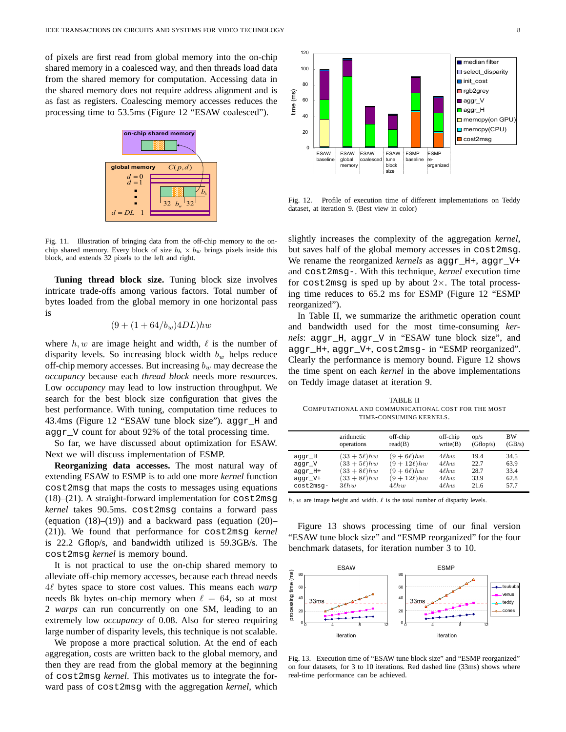of pixels are first read from global memory into the on-chip shared memory in a coalesced way, and then threads load data from the shared memory for computation. Accessing data in the shared memory does not require address alignment and is as fast as registers. Coalescing memory accesses reduces the processing time to 53.5ms (Figure 12 "ESAW coalesced").

on-chip shared memory

global memory $C(p,d)$

$d=0$
$d=1$
$d=DL-1$
32 $b_w$ 32
$b_h$

Fig. 11. Illustration of bringing data from the off-chip memory to the on-chip shared memory. Every block of size $b_h \times b_w$ brings pixels inside this block, and extends 32 pixels to the left and right.

**Tuning thread block size.** Tuning block size involves intricate trade-offs among various factors. Total number of bytes loaded from the global memory in one horizontal pass is

$$(9 + (1 + 64/b_w)4DL)hw$$

where $h, w$ are image height and width, $\ell$ is the number of disparity levels. So increasing block width $b_w$ helps reduce off-chip memory accesses. But increasing $b_w$ may decrease the *occupancy* because each *thread block* needs more resources. Low *occupancy* may lead to low instruction throughput. We search for the best block size configuration that gives the best performance. With tuning, computation time reduces to 43.4ms (Figure 12 "ESAW tune block size"). aggr_H and aggr_V count for about 92% of the total processing time.

So far, we have discussed about optimization for ESAW. Next we will discuss implementation of ESMP.

**Reorganizing data accesses.** The most natural way of extending ESAW to ESMP is to add one more *kernel* function cost2msg that maps the costs to messages using equations (18)–(21). A straight-forward implementation for cost2msg *kernel* takes 90.5ms. cost2msg contains a forward pass (equation (18)–(19)) and a backward pass (equation (20)–(21)). We found that performance for cost2msg *kernel* is 22.2 Gflop/s, and bandwidth utilized is 59.3GB/s. The cost2msg *kernel* is memory bound.

It is not practical to use the on-chip shared memory to alleviate off-chip memory accesses, because each thread needs $4\ell$ bytes space to store cost values. This means each *warp* needs 8k bytes on-chip memory when $\ell = 64$, so at most 2 *warps* can run concurrently on one SM, leading to an extremely low *occupancy* of 0.08. Also for stereo requiring large number of disparity levels, this technique is not scalable.

We propose a more practical solution. At the end of each aggregation, costs are written back to the global memory, and then they are read from the global memory at the beginning of cost2msg *kernel*. This motivates us to integrate the forward pass of cost2msg with the aggregation *kernel*, which

time (ms)
120
100
80
60
40
20
0
ESAW baseline
ESAW global memory
ESAW coalesced
ESAW tune block size
ESMP baseline
ESMP re-organized
median filter
select_disparity
init_cost
rgb2grey
aggr_V
aggr_H
memcpy(on GPU)
memcpy(CPU)
cost2msg

Fig. 12. Profile of execution time of different implementations on Teddy dataset, at iteration 9. (Best view in color)

slightly increases the complexity of the aggregation *kernel*, but saves half of the global memory accesses in cost2msg. We rename the reorganized *kernels* as aggr_H+, aggr_V+ and cost2msg-. With this technique, *kernel* execution time for cost2msg is sped up by about 2×. The total processing time reduces to 65.2 ms for ESMP (Figure 12 "ESMP reorganized").

In Table II, we summarize the arithmetic operation count and bandwidth used for the most time-consuming *kernels*: aggr_H, aggr_V in "ESAW tune block size", and aggr_H+, aggr_V+, cost2msg- in "ESMP reorganized". Clearly the performance is memory bound. Figure 12 shows the time spent on each *kernel* in the above implementations on Teddy image dataset at iteration 9.

TABLE II
COMPUTATIONAL AND COMMUNICATIONAL COST FOR THE MOST TIME-CONSUMING KERNELS.

| | arithmetic operations | off-chip read(B) | off-chip write(B) | op/s (Gflop/s) | BW (GB/s) |
|---|---|---|---|---|---|
| aggr_H | $(33+5\ell)hw$ | $(9+6\ell)hw$ | $4\ell hw$ | 19.4 | 34.5 |
| aggr_V | $(33+5\ell)hw$ | $(9+12\ell)hw$ | $4\ell hw$ | 22.7 | 63.9 |
| aggr_H+ | $(33+8\ell)hw$ | $(9+6\ell)hw$ | $4\ell hw$ | 28.7 | 33.4 |
| aggr_V+ | $(33+8\ell)hw$ | $(9+12\ell)hw$ | $4\ell hw$ | 33.9 | 62.8 |
| cost2msg- | $3\ell hw$ | $4\ell hw$ | $4\ell hw$ | 21.6 | 57.7 |

$h, w$ are image height and width. $\ell$ is the total number of disparity levels.

Figure 13 shows processing time of our final version "ESAW tune block size" and "ESMP reorganized" for the four benchmark datasets, for iteration number 3 to 10.

ESAW
ESMP
processing time (ms)
80
60
40
20
0
33ms
4
8
12
iteration
tsukuba
venus
teddy
cones

Fig. 13. Execution time of "ESAW tune block size" and "ESMP reorganized" on four datasets, for 3 to 10 iterations. Red dashed line (33ms) shows where real-time performance can be achieved.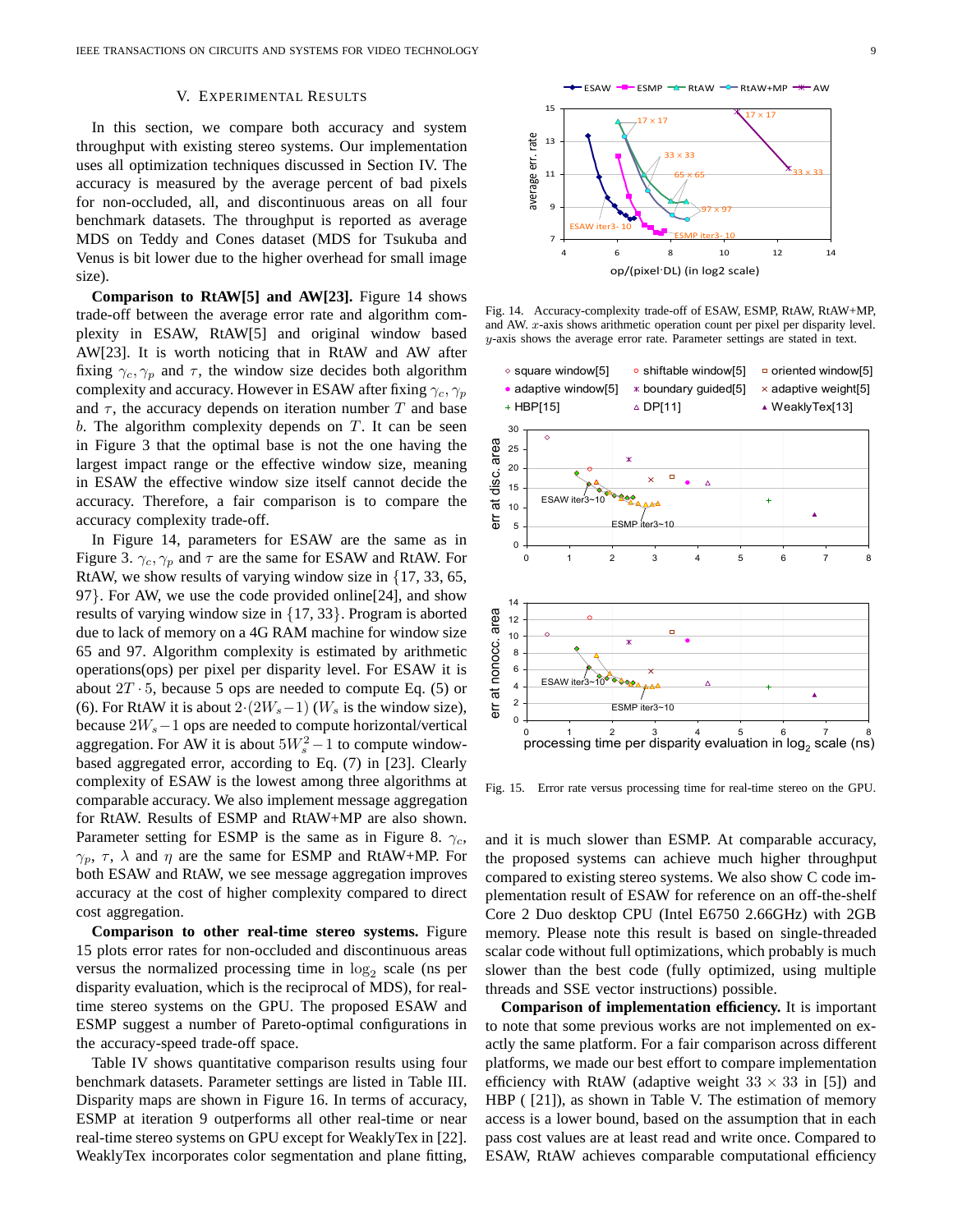## V. Experimental Results

In this section, we compare both accuracy and system throughput with existing stereo systems. Our implementation uses all optimization techniques discussed in Section IV. The accuracy is measured by the average percent of bad pixels for non-occluded, all, and discontinuous areas on all four benchmark datasets. The throughput is reported as average MDS on Teddy and Cones dataset (MDS for Tsukuba and Venus is bit lower due to the higher overhead for small image size).

**Comparison to RtAW[5] and AW[23].** Figure 14 shows trade-off between the average error rate and algorithm complexity in ESAW, RtAW[5] and original window based AW[23]. It is worth noticing that in RtAW and AW after fixing $\gamma_c, \gamma_p$ and $\tau$, the window size decides both algorithm complexity and accuracy. However in ESAW after fixing $\gamma_c, \gamma_p$ and $\tau$, the accuracy depends on iteration number $T$ and base $b$. The algorithm complexity depends on $T$. It can be seen in Figure 3 that the optimal base is not the one having the largest impact range or the effective window size, meaning in ESAW the effective window size itself cannot decide the accuracy. Therefore, a fair comparison is to compare the accuracy complexity trade-off.

In Figure 14, parameters for ESAW are the same as in Figure 3. $\gamma_c, \gamma_p$ and $\tau$ are the same for ESAW and RtAW. For RtAW, we show results of varying window size in $\{17, 33, 65, 97\}$. For AW, we use the code provided online[24], and show results of varying window size in $\{17, 33\}$. Program is aborted due to lack of memory on a 4G RAM machine for window size 65 and 97. Algorithm complexity is estimated by arithmetic operations(ops) per pixel per disparity level. For ESAW it is about $2T \cdot 5$, because 5 ops are needed to compute Eq. (5) or (6). For RtAW it is about $2 \cdot (2W_s - 1)$ ($W_s$ is the window size), because $2W_s - 1$ ops are needed to compute horizontal/vertical aggregation. For AW it is about $5W_s^2 - 1$ to compute window-based aggregated error, according to Eq. (7) in [23]. Clearly complexity of ESAW is the lowest among three algorithms at comparable accuracy. We also implement message aggregation for RtAW. Results of ESMP and RtAW+MP are also shown. Parameter setting for ESMP is the same as in Figure 8. $\gamma_c$, $\gamma_p$, $\tau$, $\lambda$ and $\eta$ are the same for ESMP and RtAW+MP. For both ESAW and RtAW, we see message aggregation improves accuracy at the cost of higher complexity compared to direct cost aggregation.

**Comparison to other real-time stereo systems.** Figure 15 plots error rates for non-occluded and discontinuous areas versus the normalized processing time in $\log_2$ scale (ns per disparity evaluation, which is the reciprocal of MDS), for real-time stereo systems on the GPU. The proposed ESAW and ESMP suggest a number of Pareto-optimal configurations in the accuracy-speed trade-off space.

Table IV shows quantitative comparison results using four benchmark datasets. Parameter settings are listed in Table III. Disparity maps are shown in Figure 16. In terms of accuracy, ESMP at iteration 9 outperforms all other real-time or near real-time stereo systems on GPU except for WeaklyTex in [22]. WeaklyTex incorporates color segmentation and plane fitting, and it is much slower than ESMP. At comparable accuracy, the proposed systems can achieve much higher throughput compared to existing stereo systems. We also show C code implementation result of ESAW for reference on an off-the-shelf Core 2 Duo desktop CPU (Intel E6750 2.66GHz) with 2GB memory. Please note this result is based on single-threaded scalar code without full optimizations, which probably is much slower than the best code (fully optimized, using multiple threads and SSE vector instructions) possible.

ESAW  ESMP  RtAW  RtAW+MP  AW
average err. rate
op/(pixel·DL) (in log2 scale)
17 × 17
17 × 17
33 × 33
65 × 65
97 × 97
33 × 33
ESAW iter3- 10
ESMP iter3- 10

Fig. 14. Accuracy-complexity trade-off of ESAW, ESMP, RtAW, RtAW+MP, and AW. $x$-axis shows arithmetic operation count per pixel per disparity level. $y$-axis shows the average error rate. Parameter settings are stated in text.

square window[5]  shiftable window[5]  oriented window[5]
adaptive window[5]  boundary guided[5]  adaptive weight[5]
HBP[15]  DP[11]  WeaklyTex[13]
err at disc. area
err at nonocc. area
ESAW iter3~10
ESMP iter3~10
processing time per disparity evaluation in $\log_2$ scale (ns)

Fig. 15. Error rate versus processing time for real-time stereo on the GPU.

**Comparison of implementation efficiency.** It is important to note that some previous works are not implemented on exactly the same platform. For a fair comparison across different platforms, we made our best effort to compare implementation efficiency with RtAW (adaptive weight $33 \times 33$ in [5]) and HBP ( [21]), as shown in Table V. The estimation of memory access is a lower bound, based on the assumption that in each pass cost values are at least read and write once. Compared to ESAW, RtAW achieves comparable computational efficiency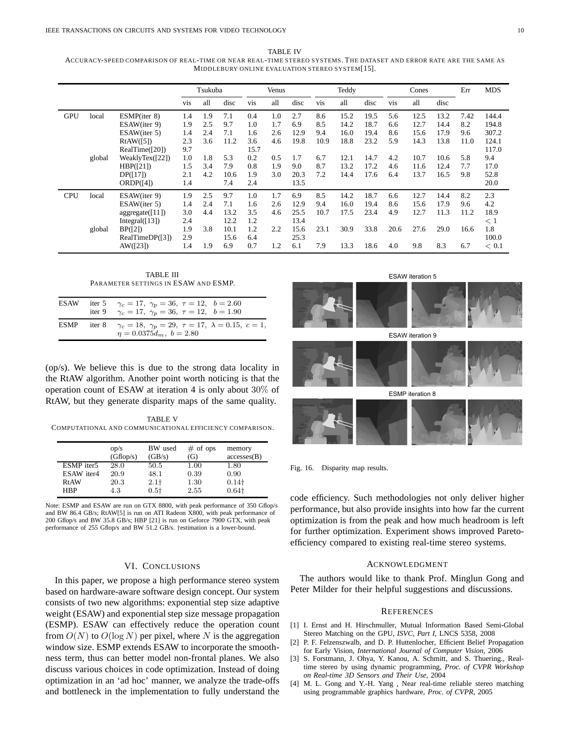TABLE IV
ACCURACY-SPEED COMPARISON OF REAL-TIME OR NEAR REAL-TIME STEREO SYSTEMS. THE DATASET AND ERROR RATE ARE THE SAME AS MIDDLEBURY ONLINE EVALUATION STEREO SYSTEM[15].

| | | | Tsukuba | | | Venus | | | Teddy | | | Cones | | | Err | MDS |
|---|---|---|---|---|---|---|---|---|---|---|---|---|---|---|---|---|
| | | | vis | all | disc | vis | all | disc | vis | all | disc | vis | all | disc | | |
| GPU | local | ESMP(iter 8) | 1.4 | 1.9 | 7.1 | 0.4 | 1.0 | 2.7 | 8.6 | 15.2 | 19.5 | 5.6 | 12.5 | 13.2 | 7.42 | 144.4 |
| | | ESAW(iter 9) | 1.9 | 2.5 | 9.7 | 1.0 | 1.7 | 6.9 | 8.5 | 14.2 | 18.7 | 6.6 | 12.7 | 14.4 | 8.2 | 194.8 |
| | | ESAW(iter 5) | 1.4 | 2.4 | 7.1 | 1.6 | 2.6 | 12.9 | 9.4 | 16.0 | 19.4 | 8.6 | 15.6 | 17.9 | 9.6 | 307.2 |
| | | RtAW([5]) | 2.3 | 3.6 | 11.2 | 3.6 | 4.6 | 19.8 | 10.9 | 18.8 | 23.2 | 5.9 | 14.3 | 13.8 | 11.0 | 124.1 |
| | | RealTime([20]) | 9.7 | | | 15.7 | | | | | | | | | | 117.0 |
| | global | WeaklyTex([22]) | 1.0 | 1.8 | 5.3 | 0.2 | 0.5 | 1.7 | 6.7 | 12.1 | 14.7 | 4.2 | 10.7 | 10.6 | 5.8 | 9.4 |
| | | HBP([21]) | 1.5 | 3.4 | 7.9 | 0.8 | 1.9 | 9.0 | 8.7 | 13.2 | 17.2 | 4.6 | 11.6 | 12.4 | 7.7 | 17.0 |
| | | DP([17]) | 2.1 | 4.2 | 10.6 | 1.9 | 3.0 | 20.3 | 7.2 | 14.4 | 17.6 | 6.4 | 13.7 | 16.5 | 9.8 | 52.8 |
| | | ORDP([4]) | 1.4 | | 7.4 | 2.4 | | 13.5 | | | | | | | | 20.0 |
| CPU | local | ESAW(iter 9) | 1.9 | 2.5 | 9.7 | 1.0 | 1.7 | 6.9 | 8.5 | 14.2 | 18.7 | 6.6 | 12.7 | 14.4 | 8.2 | 2.3 |
| | | ESAW(iter 5) | 1.4 | 2.4 | 7.1 | 1.6 | 2.6 | 12.9 | 9.4 | 16.0 | 19.4 | 8.6 | 15.6 | 17.9 | 9.6 | 4.2 |
| | | aggregate([11]) | 3.0 | 4.4 | 13.2 | 3.5 | 4.6 | 25.5 | 10.7 | 17.5 | 23.4 | 4.9 | 12.7 | 11.3 | 11.2 | 18.9 |
| | | Integral([13]) | 2.4 | | 12.2 | 1.2 | | 13.4 | | | | | | | | $< 1$ |
| | global | BP([2]) | 1.9 | 3.8 | 10.1 | 1.2 | 2.2 | 15.6 | 23.1 | 30.9 | 33.8 | 20.6 | 27.6 | 29.0 | 16.6 | 1.8 |
| | | RealTimeDP([3]) | 2.9 | | 15.6 | 6.4 | | 25.3 | | | | | | | | 100.0 |
| | | AW([23]) | 1.4 | 1.9 | 6.9 | 0.7 | 1.2 | 6.1 | 7.9 | 13.3 | 18.6 | 4.0 | 9.8 | 8.3 | 6.7 | $< 0.1$ |

TABLE III
PARAMETER SETTINGS IN ESAW AND ESMP.

| | | |
|---|---|---|
| ESAW | iter 5 | $\gamma_c = 17,\ \gamma_p = 36,\ \tau = 12,\ \ b = 2.60$ |
| | iter 9 | $\gamma_c = 17,\ \gamma_p = 36,\ \tau = 12,\ \ b = 1.90$ |
| ESMP | iter 8 | $\gamma_c = 18,\ \gamma_p = 29,\ \tau = 17,\ \lambda = 0.15,\ c = 1,$ $\eta = 0.0375 d_m,\ b = 2.80$ |

(op/s). We believe this is due to the strong data locality in the RtAW algorithm. Another point worth noticing is that the operation count of ESAW at iteration 4 is only about 30% of RtAW, but they generate disparity maps of the same quality.

TABLE V
COMPUTATIONAL AND COMMUNICATIONAL EFFICIENCY COMPARISON.

| | op/s (Gflop/s) | BW used (GB/s) | # of ops (G) | memory accesses(B) |
|---|---|---|---|---|
| ESMP iter5 | 28.0 | 50.5 | 1.00 | 1.80 |
| ESAW iter4 | 20.9 | 48.1 | 0.39 | 0.90 |
| RtAW | 20.3 | 2.1† | 1.30 | 0.14† |
| HBP | 4.3 | 0.5† | 2.55 | 0.64† |

Note: ESMP and ESAW are run on GTX 8800, with peak performance of 350 Gflop/s and BW 86.4 GB/s; RtAW[5] is run on ATI Radeon X800, with peak performance of 200 Gflop/s and BW 35.8 GB/s; HBP [21] is run on Geforce 7900 GTX, with peak performance of 255 Gflop/s and BW 51.2 GB/s. †estimation is a lower-bound.

ESAW iteration 5

ESAW iteration 9

ESMP iteration 8

Fig. 16. Disparity map results.

## VI. CONCLUSIONS

In this paper, we propose a high performance stereo system based on hardware-aware software design concept. Our system consists of two new algorithms: exponential step size adaptive weight (ESAW) and exponential step size message propagation (ESMP). ESAW can effectively reduce the operation count from $O(N)$ to $O(\log N)$ per pixel, where $N$ is the aggregation window size. ESMP extends ESAW to incorporate the smoothness term, thus can better model non-frontal planes. We also discuss various choices in code optimization. Instead of doing optimization in an 'ad hoc' manner, we analyze the trade-offs and bottleneck in the implementation to fully understand the code efficiency. Such methodologies not only deliver higher performance, but also provide insights into how far the current optimization is from the peak and how much headroom is left for further optimization. Experiment shows improved Pareto-efficiency compared to existing real-time stereo systems.

## ACKNOWLEDGMENT

The authors would like to thank Prof. Minglun Gong and Peter Milder for their helpful suggestions and discussions.

## REFERENCES

[1] I. Ernst and H. Hirschmuller, Mutual Information Based Semi-Global Stereo Matching on the GPU, *ISVC, Part I*, LNCS 5358, 2008

[2] P. F. Felzenszwalb, and D. P. Huttenlocher, Efficient Belief Propagation for Early Vision, *International Journal of Computer Vision*, 2006

[3] S. Forstmann, J. Ohya, Y. Kanou, A. Schmitt, and S. Thuering., Real-time stereo by using dynamic programming, *Proc. of CVPR Workshop on Real-time 3D Sensors and Their Use*, 2004

[4] M. L. Gong and Y.-H. Yang , Near real-time reliable stereo matching using programmable graphics hardware, *Proc. of CVPR*, 2005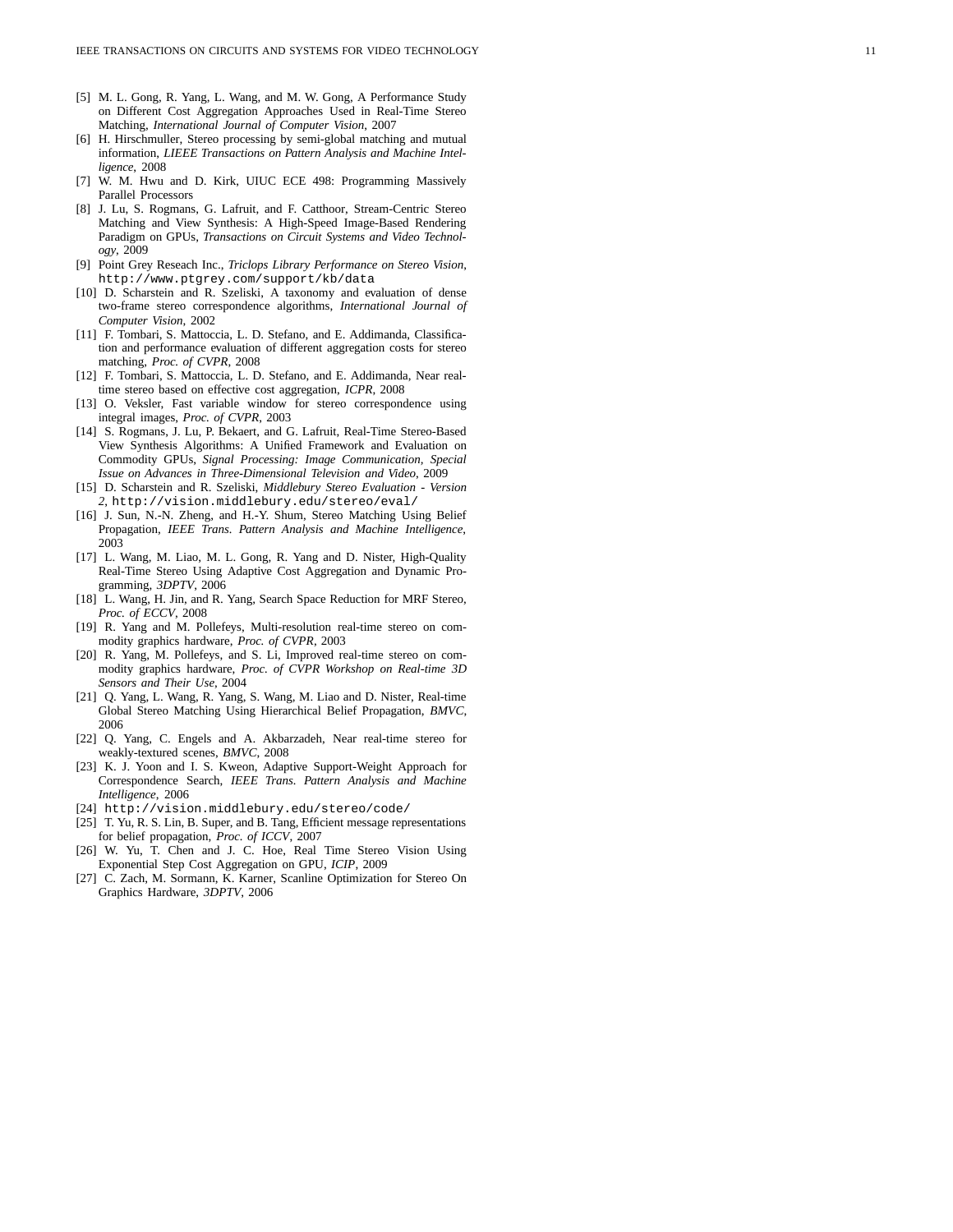[5] M. L. Gong, R. Yang, L. Wang, and M. W. Gong, A Performance Study on Different Cost Aggregation Approaches Used in Real-Time Stereo Matching, *International Journal of Computer Vision*, 2007

[6] H. Hirschmuller, Stereo processing by semi-global matching and mutual information, *LIEEE Transactions on Pattern Analysis and Machine Intelligence*, 2008

[7] W. M. Hwu and D. Kirk, UIUC ECE 498: Programming Massively Parallel Processors

[8] J. Lu, S. Rogmans, G. Lafruit, and F. Catthoor, Stream-Centric Stereo Matching and View Synthesis: A High-Speed Image-Based Rendering Paradigm on GPUs, *Transactions on Circuit Systems and Video Technology*, 2009

[9] Point Grey Reseach Inc., *Triclops Library Performance on Stereo Vision*, `http://www.ptgrey.com/support/kb/data`

[10] D. Scharstein and R. Szeliski, A taxonomy and evaluation of dense two-frame stereo correspondence algorithms, *International Journal of Computer Vision*, 2002

[11] F. Tombari, S. Mattoccia, L. D. Stefano, and E. Addimanda, Classification and performance evaluation of different aggregation costs for stereo matching, *Proc. of CVPR*, 2008

[12] F. Tombari, S. Mattoccia, L. D. Stefano, and E. Addimanda, Near real-time stereo based on effective cost aggregation, *ICPR*, 2008

[13] O. Veksler, Fast variable window for stereo correspondence using integral images, *Proc. of CVPR*, 2003

[14] S. Rogmans, J. Lu, P. Bekaert, and G. Lafruit, Real-Time Stereo-Based View Synthesis Algorithms: A Unified Framework and Evaluation on Commodity GPUs, *Signal Processing: Image Communication, Special Issue on Advances in Three-Dimensional Television and Video*, 2009

[15] D. Scharstein and R. Szeliski, *Middlebury Stereo Evaluation - Version 2*, `http://vision.middlebury.edu/stereo/eval/`

[16] J. Sun, N.-N. Zheng, and H.-Y. Shum, Stereo Matching Using Belief Propagation, *IEEE Trans. Pattern Analysis and Machine Intelligence*, 2003

[17] L. Wang, M. Liao, M. L. Gong, R. Yang and D. Nister, High-Quality Real-Time Stereo Using Adaptive Cost Aggregation and Dynamic Programming, *3DPTV*, 2006

[18] L. Wang, H. Jin, and R. Yang, Search Space Reduction for MRF Stereo, *Proc. of ECCV*, 2008

[19] R. Yang and M. Pollefeys, Multi-resolution real-time stereo on commodity graphics hardware, *Proc. of CVPR*, 2003

[20] R. Yang, M. Pollefeys, and S. Li, Improved real-time stereo on commodity graphics hardware, *Proc. of CVPR Workshop on Real-time 3D Sensors and Their Use*, 2004

[21] Q. Yang, L. Wang, R. Yang, S. Wang, M. Liao and D. Nister, Real-time Global Stereo Matching Using Hierarchical Belief Propagation, *BMVC*, 2006

[22] Q. Yang, C. Engels and A. Akbarzadeh, Near real-time stereo for weakly-textured scenes, *BMVC*, 2008

[23] K. J. Yoon and I. S. Kweon, Adaptive Support-Weight Approach for Correspondence Search, *IEEE Trans. Pattern Analysis and Machine Intelligence*, 2006

[24] `http://vision.middlebury.edu/stereo/code/`

[25] T. Yu, R. S. Lin, B. Super, and B. Tang, Efficient message representations for belief propagation, *Proc. of ICCV*, 2007

[26] W. Yu, T. Chen and J. C. Hoe, Real Time Stereo Vision Using Exponential Step Cost Aggregation on GPU, *ICIP*, 2009

[27] C. Zach, M. Sormann, K. Karner, Scanline Optimization for Stereo On Graphics Hardware, *3DPTV*, 2006